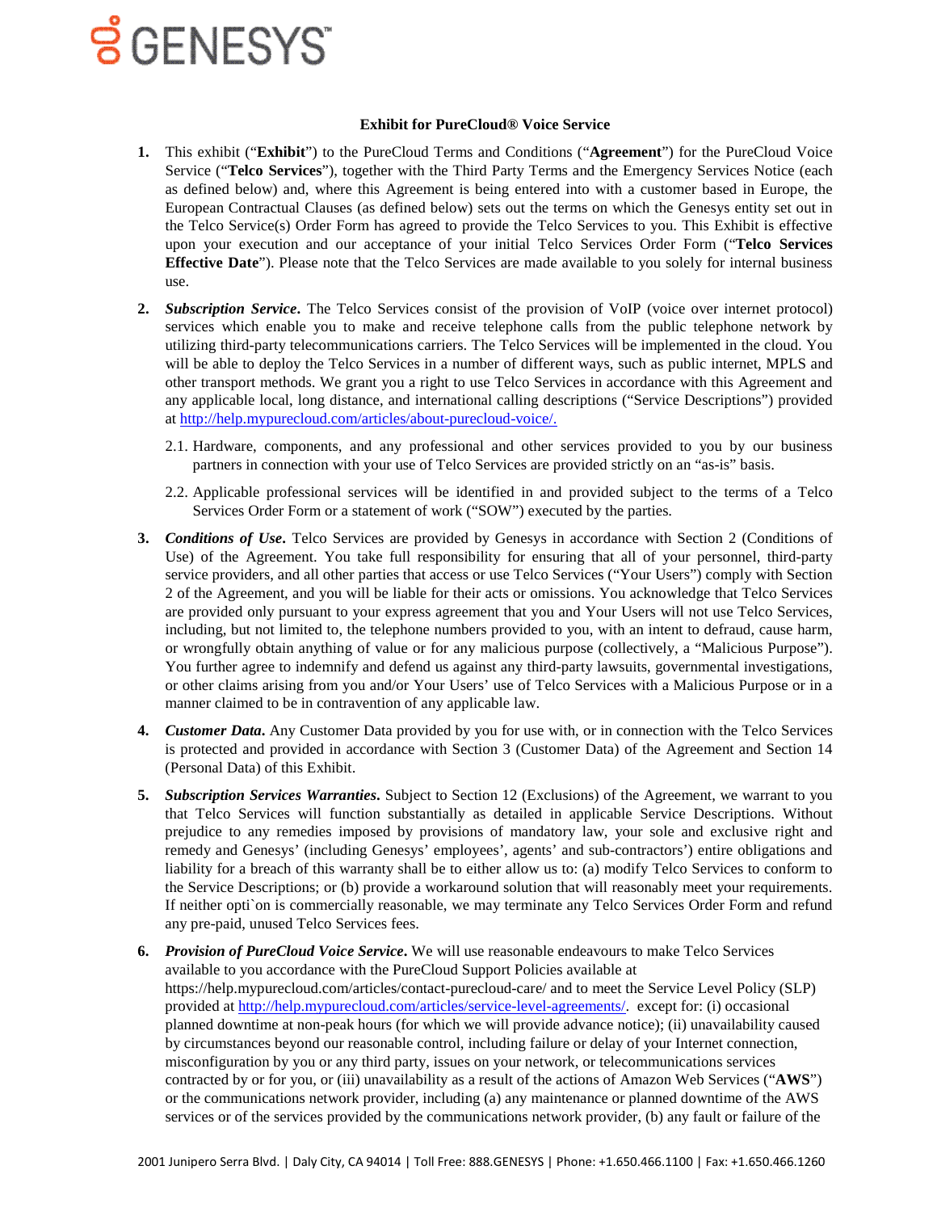# GENESYS

**Exhibit for PureCloud® Voice Service**

1. This exhibit ("**Exhibit**") to the PureCloud Terms and Conditions ("**Agreement**") for the PureCloud Voice Service ("**Telco Services**"), together with the Third Party Terms and the Emergency Services Notice (each as defined below) and, where this Agreement is being entered into with a customer based in Europe, the European Contractual Clauses (as defined below) sets out the terms on which the Genesys entity set out in the Telco Service(s) Order Form has agreed to provide the Telco Services to you. This Exhibit is effective upon your execution and our acceptance of your initial Telco Services Order Form ("**Telco Services Effective Date**"). Please note that the Telco Services are made available to you solely for internal business use.

2. ***Subscription Service***. The Telco Services consist of the provision of VoIP (voice over internet protocol) services which enable you to make and receive telephone calls from the public telephone network by utilizing third-party telecommunications carriers. The Telco Services will be implemented in the cloud. You will be able to deploy the Telco Services in a number of different ways, such as public internet, MPLS and other transport methods. We grant you a right to use Telco Services in accordance with this Agreement and any applicable local, long distance, and international calling descriptions ("Service Descriptions") provided at http://help.mypurecloud.com/articles/about-purecloud-voice/.

   2.1. Hardware, components, and any professional and other services provided to you by our business partners in connection with your use of Telco Services are provided strictly on an "as-is" basis.

   2.2. Applicable professional services will be identified in and provided subject to the terms of a Telco Services Order Form or a statement of work ("SOW") executed by the parties.

3. ***Conditions of Use***. Telco Services are provided by Genesys in accordance with Section 2 (Conditions of Use) of the Agreement. You take full responsibility for ensuring that all of your personnel, third-party service providers, and all other parties that access or use Telco Services ("Your Users") comply with Section 2 of the Agreement, and you will be liable for their acts or omissions. You acknowledge that Telco Services are provided only pursuant to your express agreement that you and Your Users will not use Telco Services, including, but not limited to, the telephone numbers provided to you, with an intent to defraud, cause harm, or wrongfully obtain anything of value or for any malicious purpose (collectively, a "Malicious Purpose"). You further agree to indemnify and defend us against any third-party lawsuits, governmental investigations, or other claims arising from you and/or Your Users' use of Telco Services with a Malicious Purpose or in a manner claimed to be in contravention of any applicable law.

4. ***Customer Data***. Any Customer Data provided by you for use with, or in connection with the Telco Services is protected and provided in accordance with Section 3 (Customer Data) of the Agreement and Section 14 (Personal Data) of this Exhibit.

5. ***Subscription Services Warranties***. Subject to Section 12 (Exclusions) of the Agreement, we warrant to you that Telco Services will function substantially as detailed in applicable Service Descriptions. Without prejudice to any remedies imposed by provisions of mandatory law, your sole and exclusive right and remedy and Genesys' (including Genesys' employees', agents' and sub-contractors') entire obligations and liability for a breach of this warranty shall be to either allow us to: (a) modify Telco Services to conform to the Service Descriptions; or (b) provide a workaround solution that will reasonably meet your requirements. If neither opti`on is commercially reasonable, we may terminate any Telco Services Order Form and refund any pre-paid, unused Telco Services fees.

6. ***Provision of PureCloud Voice Service***. We will use reasonable endeavours to make Telco Services available to you accordance with the PureCloud Support Policies available at https://help.mypurecloud.com/articles/contact-purecloud-care/ and to meet the Service Level Policy (SLP) provided at http://help.mypurecloud.com/articles/service-level-agreements/. except for: (i) occasional planned downtime at non-peak hours (for which we will provide advance notice); (ii) unavailability caused by circumstances beyond our reasonable control, including failure or delay of your Internet connection, misconfiguration by you or any third party, issues on your network, or telecommunications services contracted by or for you, or (iii) unavailability as a result of the actions of Amazon Web Services ("**AWS**") or the communications network provider, including (a) any maintenance or planned downtime of the AWS services or of the services provided by the communications network provider, (b) any fault or failure of the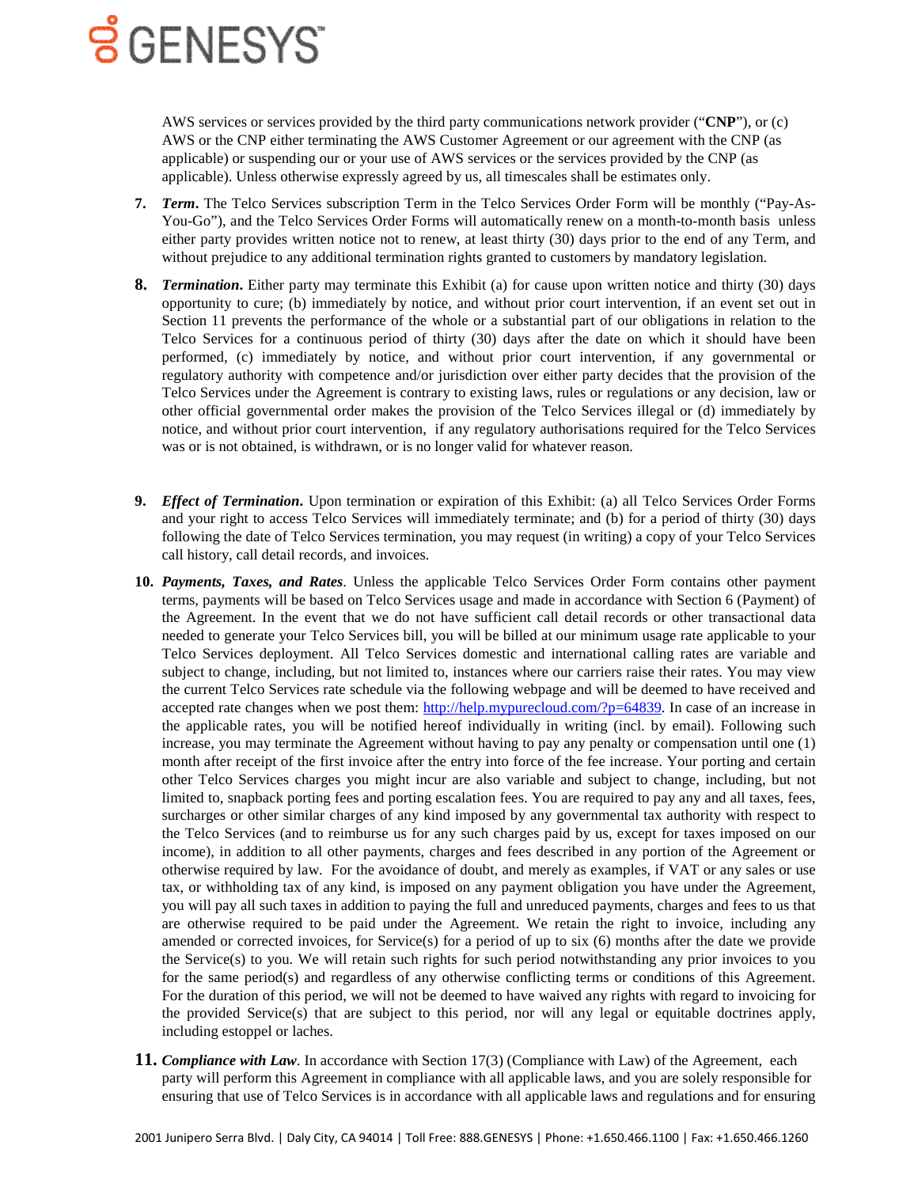AWS services or services provided by the third party communications network provider ("**CNP**"), or (c) AWS or the CNP either terminating the AWS Customer Agreement or our agreement with the CNP (as applicable) or suspending our or your use of AWS services or the services provided by the CNP (as applicable). Unless otherwise expressly agreed by us, all timescales shall be estimates only.

7. ***Term***. The Telco Services subscription Term in the Telco Services Order Form will be monthly ("Pay-As-You-Go"), and the Telco Services Order Forms will automatically renew on a month-to-month basis unless either party provides written notice not to renew, at least thirty (30) days prior to the end of any Term, and without prejudice to any additional termination rights granted to customers by mandatory legislation.

8. ***Termination***. Either party may terminate this Exhibit (a) for cause upon written notice and thirty (30) days opportunity to cure; (b) immediately by notice, and without prior court intervention, if an event set out in Section 11 prevents the performance of the whole or a substantial part of our obligations in relation to the Telco Services for a continuous period of thirty (30) days after the date on which it should have been performed, (c) immediately by notice, and without prior court intervention, if any governmental or regulatory authority with competence and/or jurisdiction over either party decides that the provision of the Telco Services under the Agreement is contrary to existing laws, rules or regulations or any decision, law or other official governmental order makes the provision of the Telco Services illegal or (d) immediately by notice, and without prior court intervention, if any regulatory authorisations required for the Telco Services was or is not obtained, is withdrawn, or is no longer valid for whatever reason.

9. ***Effect of Termination***. Upon termination or expiration of this Exhibit: (a) all Telco Services Order Forms and your right to access Telco Services will immediately terminate; and (b) for a period of thirty (30) days following the date of Telco Services termination, you may request (in writing) a copy of your Telco Services call history, call detail records, and invoices.

10. ***Payments, Taxes, and Rates***. Unless the applicable Telco Services Order Form contains other payment terms, payments will be based on Telco Services usage and made in accordance with Section 6 (Payment) of the Agreement. In the event that we do not have sufficient call detail records or other transactional data needed to generate your Telco Services bill, you will be billed at our minimum usage rate applicable to your Telco Services deployment. All Telco Services domestic and international calling rates are variable and subject to change, including, but not limited to, instances where our carriers raise their rates. You may view the current Telco Services rate schedule via the following webpage and will be deemed to have received and accepted rate changes when we post them: [http://help.mypurecloud.com/?p=64839](http://help.mypurecloud.com/?p=64839). In case of an increase in the applicable rates, you will be notified hereof individually in writing (incl. by email). Following such increase, you may terminate the Agreement without having to pay any penalty or compensation until one (1) month after receipt of the first invoice after the entry into force of the fee increase. Your porting and certain other Telco Services charges you might incur are also variable and subject to change, including, but not limited to, snapback porting fees and porting escalation fees. You are required to pay any and all taxes, fees, surcharges or other similar charges of any kind imposed by any governmental tax authority with respect to the Telco Services (and to reimburse us for any such charges paid by us, except for taxes imposed on our income), in addition to all other payments, charges and fees described in any portion of the Agreement or otherwise required by law. For the avoidance of doubt, and merely as examples, if VAT or any sales or use tax, or withholding tax of any kind, is imposed on any payment obligation you have under the Agreement, you will pay all such taxes in addition to paying the full and unreduced payments, charges and fees to us that are otherwise required to be paid under the Agreement. We retain the right to invoice, including any amended or corrected invoices, for Service(s) for a period of up to six (6) months after the date we provide the Service(s) to you. We will retain such rights for such period notwithstanding any prior invoices to you for the same period(s) and regardless of any otherwise conflicting terms or conditions of this Agreement. For the duration of this period, we will not be deemed to have waived any rights with regard to invoicing for the provided Service(s) that are subject to this period, nor will any legal or equitable doctrines apply, including estoppel or laches.

11. ***Compliance with Law***. In accordance with Section 17(3) (Compliance with Law) of the Agreement, each party will perform this Agreement in compliance with all applicable laws, and you are solely responsible for ensuring that use of Telco Services is in accordance with all applicable laws and regulations and for ensuring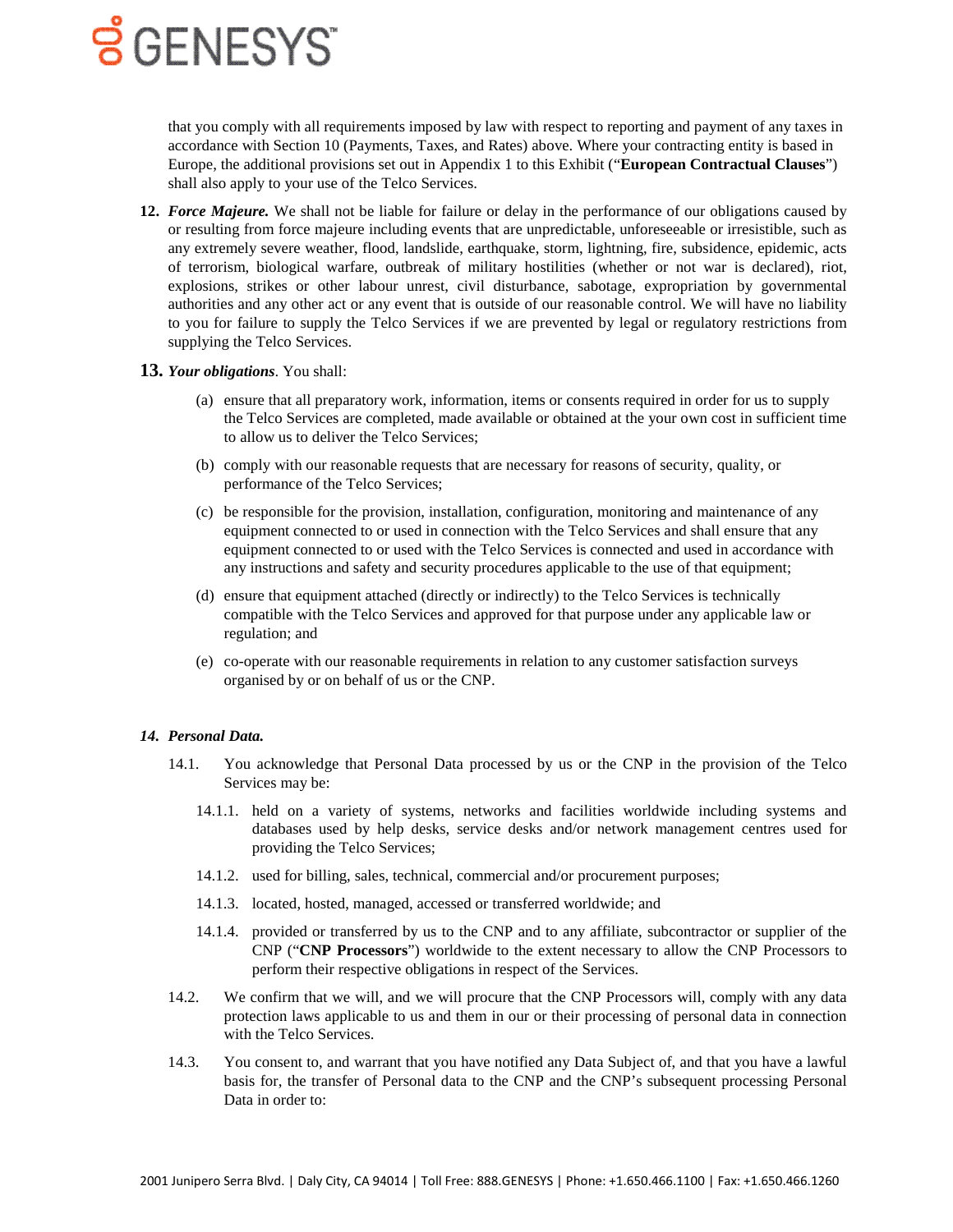that you comply with all requirements imposed by law with respect to reporting and payment of any taxes in accordance with Section 10 (Payments, Taxes, and Rates) above. Where your contracting entity is based in Europe, the additional provisions set out in Appendix 1 to this Exhibit ("**European Contractual Clauses**") shall also apply to your use of the Telco Services.

**12.** ***Force Majeure.*** We shall not be liable for failure or delay in the performance of our obligations caused by or resulting from force majeure including events that are unpredictable, unforeseeable or irresistible, such as any extremely severe weather, flood, landslide, earthquake, storm, lightning, fire, subsidence, epidemic, acts of terrorism, biological warfare, outbreak of military hostilities (whether or not war is declared), riot, explosions, strikes or other labour unrest, civil disturbance, sabotage, expropriation by governmental authorities and any other act or any event that is outside of our reasonable control. We will have no liability to you for failure to supply the Telco Services if we are prevented by legal or regulatory restrictions from supplying the Telco Services.

**13.** ***Your obligations***. You shall:

(a) ensure that all preparatory work, information, items or consents required in order for us to supply the Telco Services are completed, made available or obtained at the your own cost in sufficient time to allow us to deliver the Telco Services;

(b) comply with our reasonable requests that are necessary for reasons of security, quality, or performance of the Telco Services;

(c) be responsible for the provision, installation, configuration, monitoring and maintenance of any equipment connected to or used in connection with the Telco Services and shall ensure that any equipment connected to or used with the Telco Services is connected and used in accordance with any instructions and safety and security procedures applicable to the use of that equipment;

(d) ensure that equipment attached (directly or indirectly) to the Telco Services is technically compatible with the Telco Services and approved for that purpose under any applicable law or regulation; and

(e) co-operate with our reasonable requirements in relation to any customer satisfaction surveys organised by or on behalf of us or the CNP.

***14. Personal Data.***

14.1. You acknowledge that Personal Data processed by us or the CNP in the provision of the Telco Services may be:

14.1.1. held on a variety of systems, networks and facilities worldwide including systems and databases used by help desks, service desks and/or network management centres used for providing the Telco Services;

14.1.2. used for billing, sales, technical, commercial and/or procurement purposes;

14.1.3. located, hosted, managed, accessed or transferred worldwide; and

14.1.4. provided or transferred by us to the CNP and to any affiliate, subcontractor or supplier of the CNP ("**CNP Processors**") worldwide to the extent necessary to allow the CNP Processors to perform their respective obligations in respect of the Services.

14.2. We confirm that we will, and we will procure that the CNP Processors will, comply with any data protection laws applicable to us and them in our or their processing of personal data in connection with the Telco Services.

14.3. You consent to, and warrant that you have notified any Data Subject of, and that you have a lawful basis for, the transfer of Personal data to the CNP and the CNP's subsequent processing Personal Data in order to: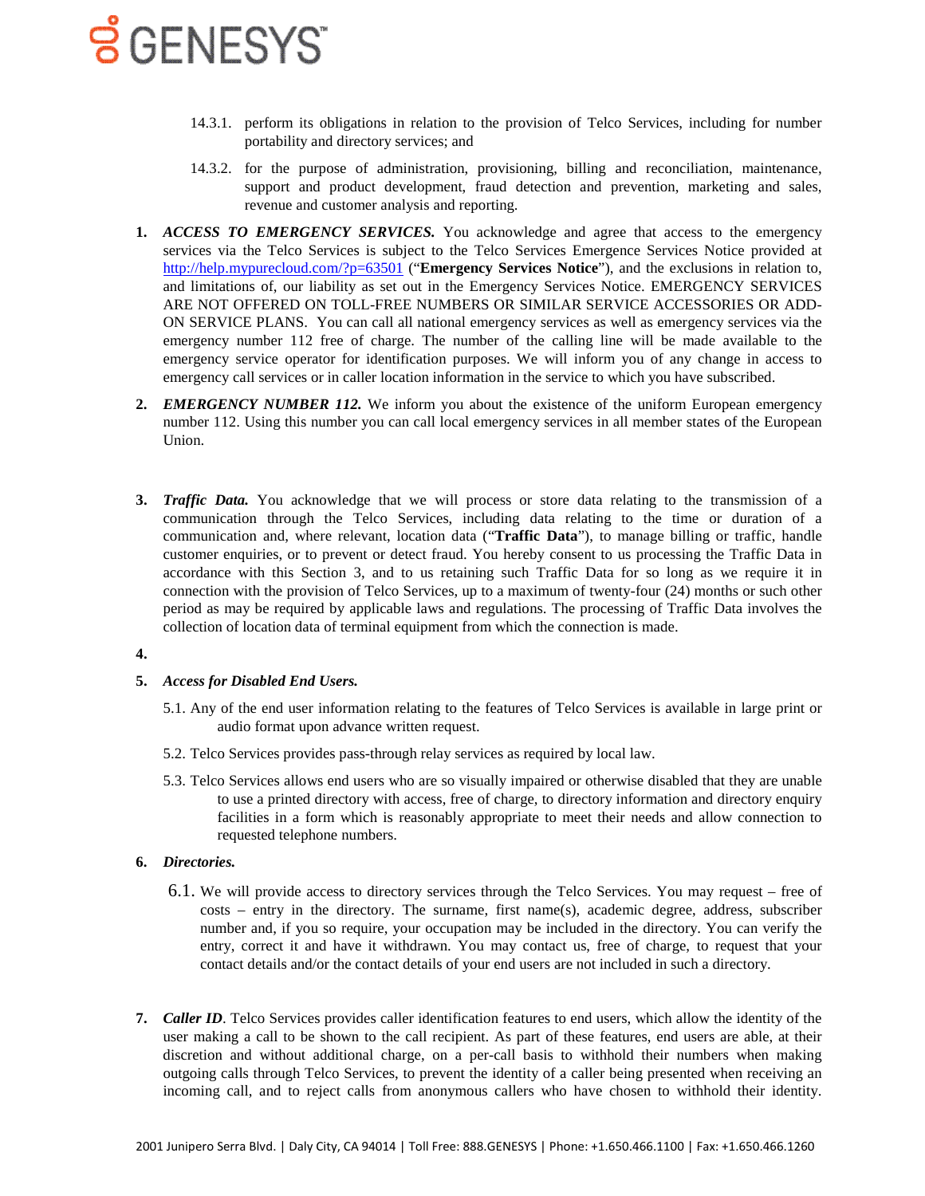14.3.1. perform its obligations in relation to the provision of Telco Services, including for number portability and directory services; and

14.3.2. for the purpose of administration, provisioning, billing and reconciliation, maintenance, support and product development, fraud detection and prevention, marketing and sales, revenue and customer analysis and reporting.

1. ***ACCESS TO EMERGENCY SERVICES.*** You acknowledge and agree that access to the emergency services via the Telco Services is subject to the Telco Services Emergence Services Notice provided at [http://help.mypurecloud.com/?p=63501](http://help.mypurecloud.com/?p=63501) ("**Emergency Services Notice**"), and the exclusions in relation to, and limitations of, our liability as set out in the Emergency Services Notice. EMERGENCY SERVICES ARE NOT OFFERED ON TOLL-FREE NUMBERS OR SIMILAR SERVICE ACCESSORIES OR ADD-ON SERVICE PLANS. You can call all national emergency services as well as emergency services via the emergency number 112 free of charge. The number of the calling line will be made available to the emergency service operator for identification purposes. We will inform you of any change in access to emergency call services or in caller location information in the service to which you have subscribed.

2. ***EMERGENCY NUMBER 112.*** We inform you about the existence of the uniform European emergency number 112. Using this number you can call local emergency services in all member states of the European Union.

3. ***Traffic Data.*** You acknowledge that we will process or store data relating to the transmission of a communication through the Telco Services, including data relating to the time or duration of a communication and, where relevant, location data ("**Traffic Data**"), to manage billing or traffic, handle customer enquiries, or to prevent or detect fraud. You hereby consent to us processing the Traffic Data in accordance with this Section 3, and to us retaining such Traffic Data for so long as we require it in connection with the provision of Telco Services, up to a maximum of twenty-four (24) months or such other period as may be required by applicable laws and regulations. The processing of Traffic Data involves the collection of location data of terminal equipment from which the connection is made.

4.

5. ***Access for Disabled End Users.***

   5.1. Any of the end user information relating to the features of Telco Services is available in large print or audio format upon advance written request.

   5.2. Telco Services provides pass-through relay services as required by local law.

   5.3. Telco Services allows end users who are so visually impaired or otherwise disabled that they are unable to use a printed directory with access, free of charge, to directory information and directory enquiry facilities in a form which is reasonably appropriate to meet their needs and allow connection to requested telephone numbers.

6. ***Directories.***

   6.1. We will provide access to directory services through the Telco Services. You may request – free of costs – entry in the directory. The surname, first name(s), academic degree, address, subscriber number and, if you so require, your occupation may be included in the directory. You can verify the entry, correct it and have it withdrawn. You may contact us, free of charge, to request that your contact details and/or the contact details of your end users are not included in such a directory.

7. ***Caller ID***. Telco Services provides caller identification features to end users, which allow the identity of the user making a call to be shown to the call recipient. As part of these features, end users are able, at their discretion and without additional charge, on a per-call basis to withhold their numbers when making outgoing calls through Telco Services, to prevent the identity of a caller being presented when receiving an incoming call, and to reject calls from anonymous callers who have chosen to withhold their identity.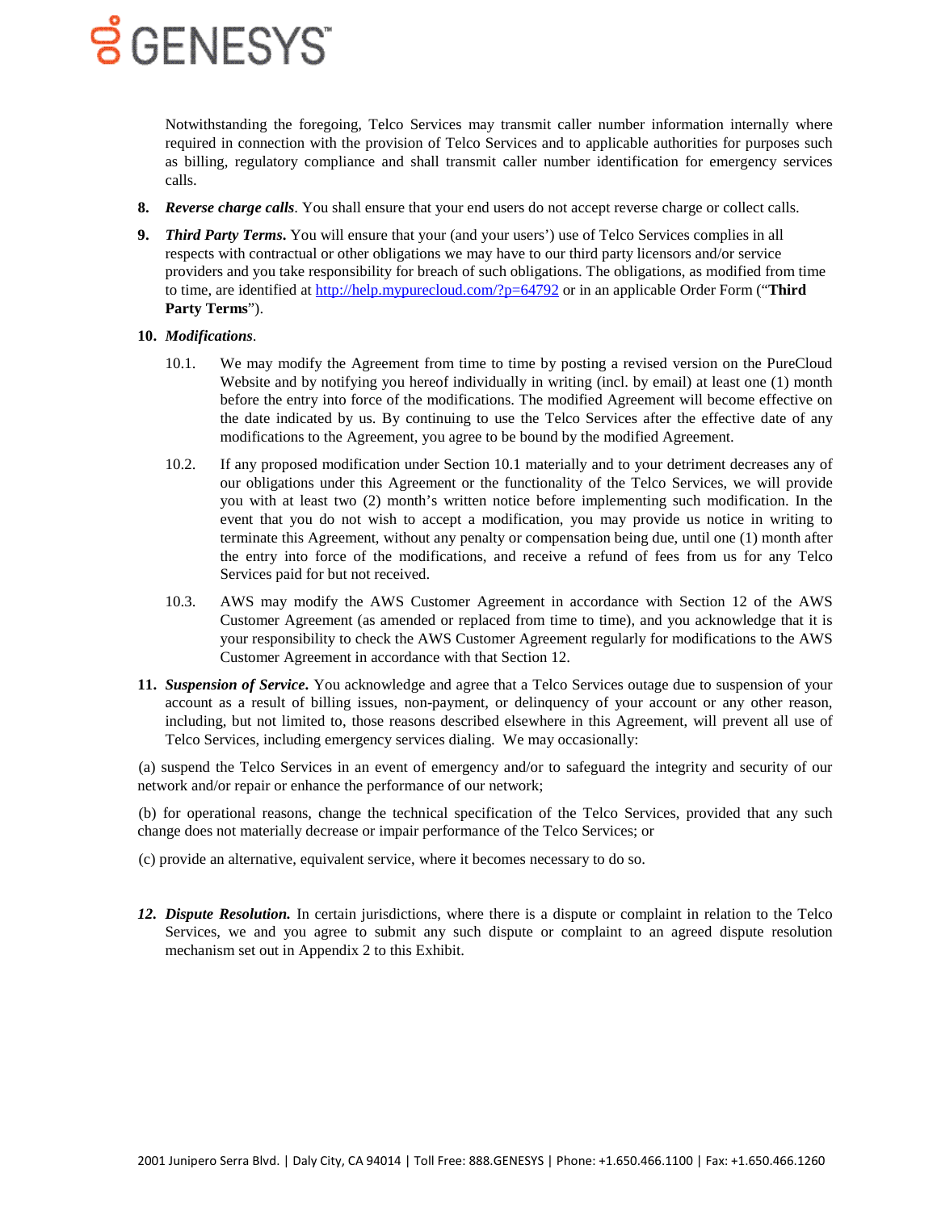Notwithstanding the foregoing, Telco Services may transmit caller number information internally where required in connection with the provision of Telco Services and to applicable authorities for purposes such as billing, regulatory compliance and shall transmit caller number identification for emergency services calls.

**8.** ***Reverse charge calls***. You shall ensure that your end users do not accept reverse charge or collect calls.

**9.** ***Third Party Terms***. You will ensure that your (and your users') use of Telco Services complies in all respects with contractual or other obligations we may have to our third party licensors and/or service providers and you take responsibility for breach of such obligations. The obligations, as modified from time to time, are identified at [http://help.mypurecloud.com/?p=64792](http://help.mypurecloud.com/?p=64792) or in an applicable Order Form ("**Third Party Terms**").

**10.** ***Modifications***.

10.1. We may modify the Agreement from time to time by posting a revised version on the PureCloud Website and by notifying you hereof individually in writing (incl. by email) at least one (1) month before the entry into force of the modifications. The modified Agreement will become effective on the date indicated by us. By continuing to use the Telco Services after the effective date of any modifications to the Agreement, you agree to be bound by the modified Agreement.

10.2. If any proposed modification under Section 10.1 materially and to your detriment decreases any of our obligations under this Agreement or the functionality of the Telco Services, we will provide you with at least two (2) month's written notice before implementing such modification. In the event that you do not wish to accept a modification, you may provide us notice in writing to terminate this Agreement, without any penalty or compensation being due, until one (1) month after the entry into force of the modifications, and receive a refund of fees from us for any Telco Services paid for but not received.

10.3. AWS may modify the AWS Customer Agreement in accordance with Section 12 of the AWS Customer Agreement (as amended or replaced from time to time), and you acknowledge that it is your responsibility to check the AWS Customer Agreement regularly for modifications to the AWS Customer Agreement in accordance with that Section 12.

**11.** ***Suspension of Service***. You acknowledge and agree that a Telco Services outage due to suspension of your account as a result of billing issues, non-payment, or delinquency of your account or any other reason, including, but not limited to, those reasons described elsewhere in this Agreement, will prevent all use of Telco Services, including emergency services dialing. We may occasionally:

(a) suspend the Telco Services in an event of emergency and/or to safeguard the integrity and security of our network and/or repair or enhance the performance of our network;

(b) for operational reasons, change the technical specification of the Telco Services, provided that any such change does not materially decrease or impair performance of the Telco Services; or

(c) provide an alternative, equivalent service, where it becomes necessary to do so.

***12. Dispute Resolution.*** In certain jurisdictions, where there is a dispute or complaint in relation to the Telco Services, we and you agree to submit any such dispute or complaint to an agreed dispute resolution mechanism set out in Appendix 2 to this Exhibit.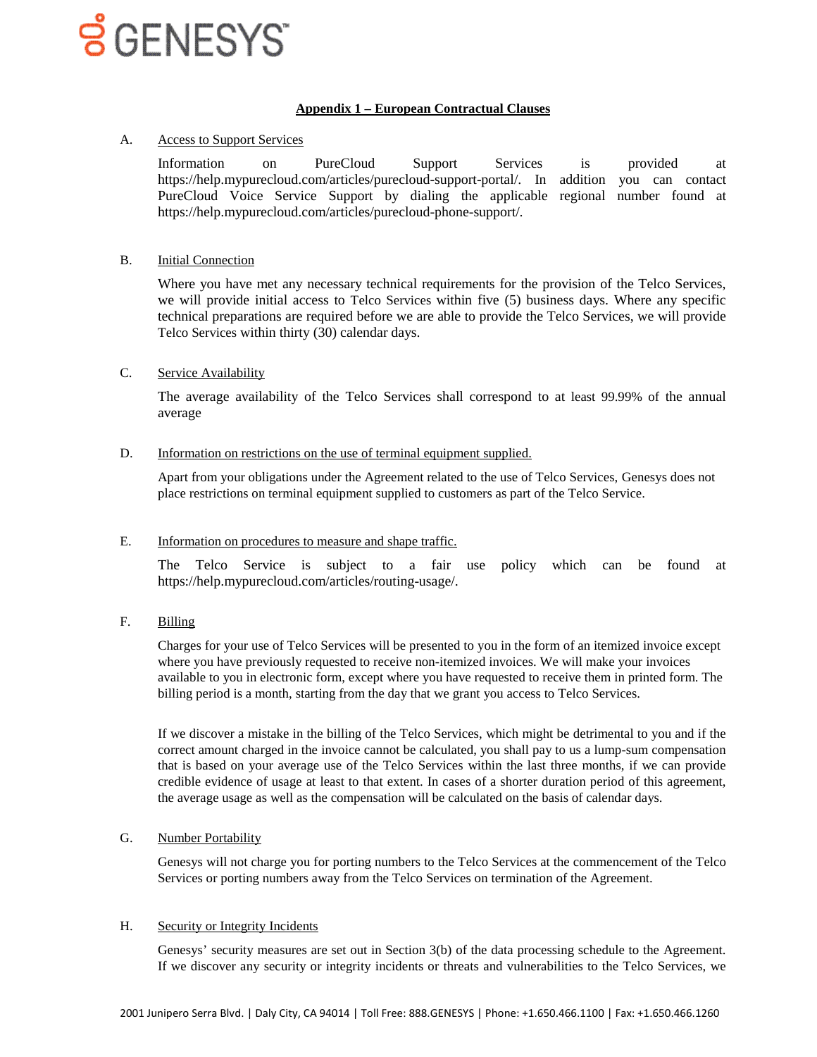## Appendix 1 – European Contractual Clauses

A. Access to Support Services

Information on PureCloud Support Services is provided at https://help.mypurecloud.com/articles/purecloud-support-portal/. In addition you can contact PureCloud Voice Service Support by dialing the applicable regional number found at https://help.mypurecloud.com/articles/purecloud-phone-support/.

B. Initial Connection

Where you have met any necessary technical requirements for the provision of the Telco Services, we will provide initial access to Telco Services within five (5) business days. Where any specific technical preparations are required before we are able to provide the Telco Services, we will provide Telco Services within thirty (30) calendar days.

C. Service Availability

The average availability of the Telco Services shall correspond to at least 99.99% of the annual average

D. Information on restrictions on the use of terminal equipment supplied.

Apart from your obligations under the Agreement related to the use of Telco Services, Genesys does not place restrictions on terminal equipment supplied to customers as part of the Telco Service.

E. Information on procedures to measure and shape traffic.

The Telco Service is subject to a fair use policy which can be found at https://help.mypurecloud.com/articles/routing-usage/.

F. Billing

Charges for your use of Telco Services will be presented to you in the form of an itemized invoice except where you have previously requested to receive non-itemized invoices. We will make your invoices available to you in electronic form, except where you have requested to receive them in printed form. The billing period is a month, starting from the day that we grant you access to Telco Services.

If we discover a mistake in the billing of the Telco Services, which might be detrimental to you and if the correct amount charged in the invoice cannot be calculated, you shall pay to us a lump-sum compensation that is based on your average use of the Telco Services within the last three months, if we can provide credible evidence of usage at least to that extent. In cases of a shorter duration period of this agreement, the average usage as well as the compensation will be calculated on the basis of calendar days.

G. Number Portability

Genesys will not charge you for porting numbers to the Telco Services at the commencement of the Telco Services or porting numbers away from the Telco Services on termination of the Agreement.

H. Security or Integrity Incidents

Genesys' security measures are set out in Section 3(b) of the data processing schedule to the Agreement. If we discover any security or integrity incidents or threats and vulnerabilities to the Telco Services, we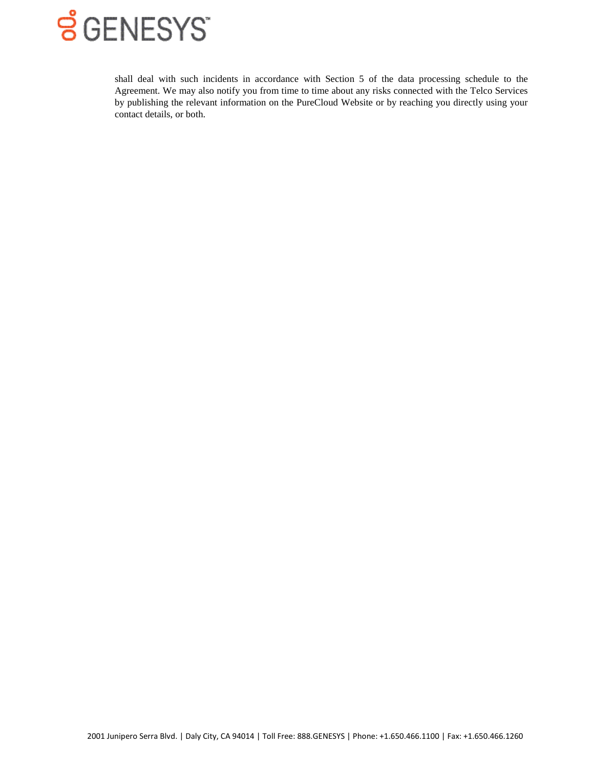shall deal with such incidents in accordance with Section 5 of the data processing schedule to the Agreement. We may also notify you from time to time about any risks connected with the Telco Services by publishing the relevant information on the PureCloud Website or by reaching you directly using your contact details, or both.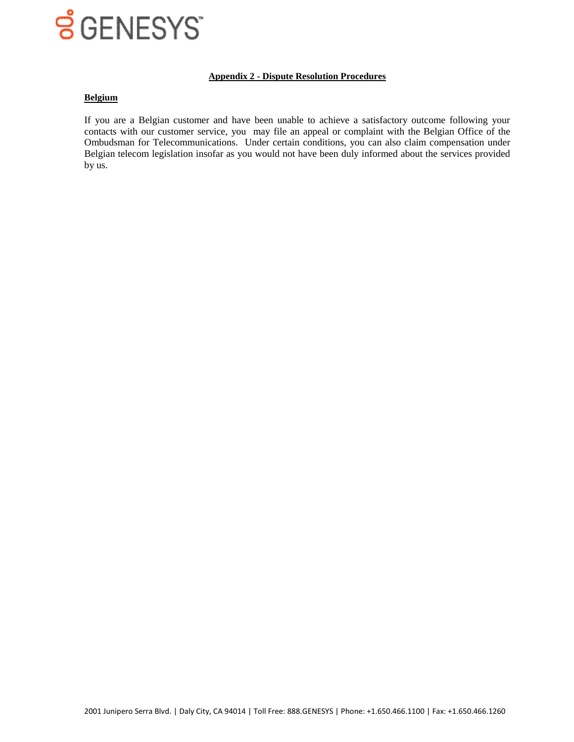**Appendix 2 - Dispute Resolution Procedures**

**Belgium**

If you are a Belgian customer and have been unable to achieve a satisfactory outcome following your contacts with our customer service, you may file an appeal or complaint with the Belgian Office of the Ombudsman for Telecommunications. Under certain conditions, you can also claim compensation under Belgian telecom legislation insofar as you would not have been duly informed about the services provided by us.